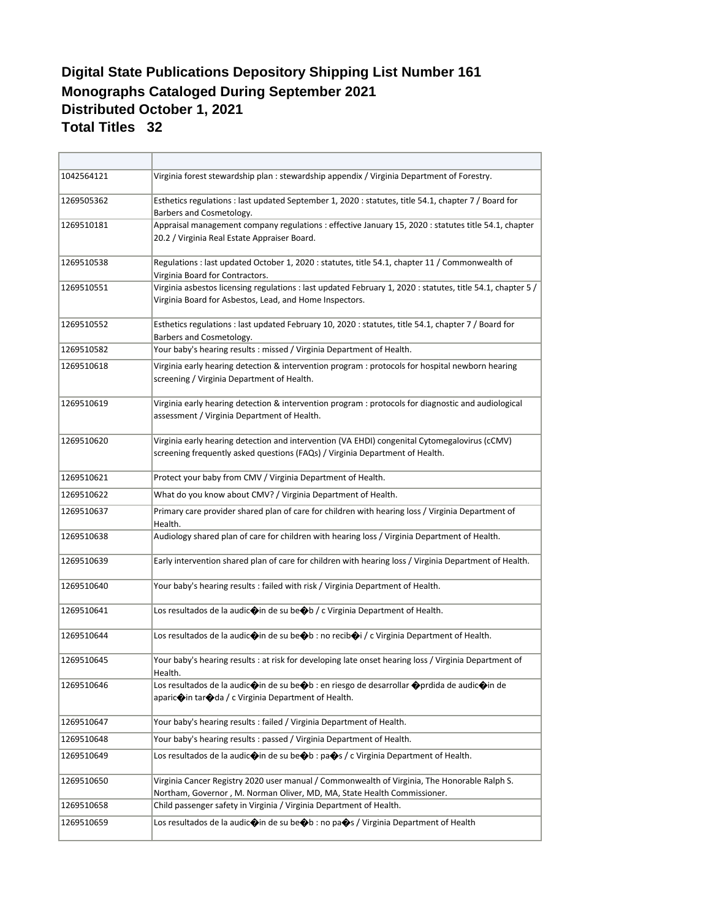## Digital State Publications Depository Shipping List Number 161
## Monographs Cataloged During September 2021
## Distributed October 1, 2021
## Total Titles 32

| | |
|---|---|
| 1042564121 | Virginia forest stewardship plan : stewardship appendix / Virginia Department of Forestry. |
| 1269505362 | Esthetics regulations : last updated September 1, 2020 : statutes, title 54.1, chapter 7 / Board for Barbers and Cosmetology. |
| 1269510181 | Appraisal management company regulations : effective January 15, 2020 : statutes title 54.1, chapter 20.2 / Virginia Real Estate Appraiser Board. |
| 1269510538 | Regulations : last updated October 1, 2020 : statutes, title 54.1, chapter 11 / Commonwealth of Virginia Board for Contractors. |
| 1269510551 | Virginia asbestos licensing regulations : last updated February 1, 2020 : statutes, title 54.1, chapter 5 / Virginia Board for Asbestos, Lead, and Home Inspectors. |
| 1269510552 | Esthetics regulations : last updated February 10, 2020 : statutes, title 54.1, chapter 7 / Board for Barbers and Cosmetology. |
| 1269510582 | Your baby's hearing results : missed / Virginia Department of Health. |
| 1269510618 | Virginia early hearing detection & intervention program : protocols for hospital newborn hearing screening / Virginia Department of Health. |
| 1269510619 | Virginia early hearing detection & intervention program : protocols for diagnostic and audiological assessment / Virginia Department of Health. |
| 1269510620 | Virginia early hearing detection and intervention (VA EHDI) congenital Cytomegalovirus (cCMV) screening frequently asked questions (FAQs) / Virginia Department of Health. |
| 1269510621 | Protect your baby from CMV / Virginia Department of Health. |
| 1269510622 | What do you know about CMV? / Virginia Department of Health. |
| 1269510637 | Primary care provider shared plan of care for children with hearing loss / Virginia Department of Health. |
| 1269510638 | Audiology shared plan of care for children with hearing loss / Virginia Department of Health. |
| 1269510639 | Early intervention shared plan of care for children with hearing loss / Virginia Department of Health. |
| 1269510640 | Your baby's hearing results : failed with risk / Virginia Department of Health. |
| 1269510641 | Los resultados de la audic�in de su be�b / c Virginia Department of Health. |
| 1269510644 | Los resultados de la audic�in de su be�b : no recib�i / c Virginia Department of Health. |
| 1269510645 | Your baby's hearing results : at risk for developing late onset hearing loss / Virginia Department of Health. |
| 1269510646 | Los resultados de la audic�in de su be�b : en riesgo de desarrollar �prdida de audic�in de aparic�in tar�da / c Virginia Department of Health. |
| 1269510647 | Your baby's hearing results : failed / Virginia Department of Health. |
| 1269510648 | Your baby's hearing results : passed / Virginia Department of Health. |
| 1269510649 | Los resultados de la audic�in de su be�b : pa�s / c Virginia Department of Health. |
| 1269510650 | Virginia Cancer Registry 2020 user manual / Commonwealth of Virginia, The Honorable Ralph S. Northam, Governor , M. Norman Oliver, MD, MA, State Health Commissioner. |
| 1269510658 | Child passenger safety in Virginia / Virginia Department of Health. |
| 1269510659 | Los resultados de la audic�in de su be�b : no pa�s / Virginia Department of Health |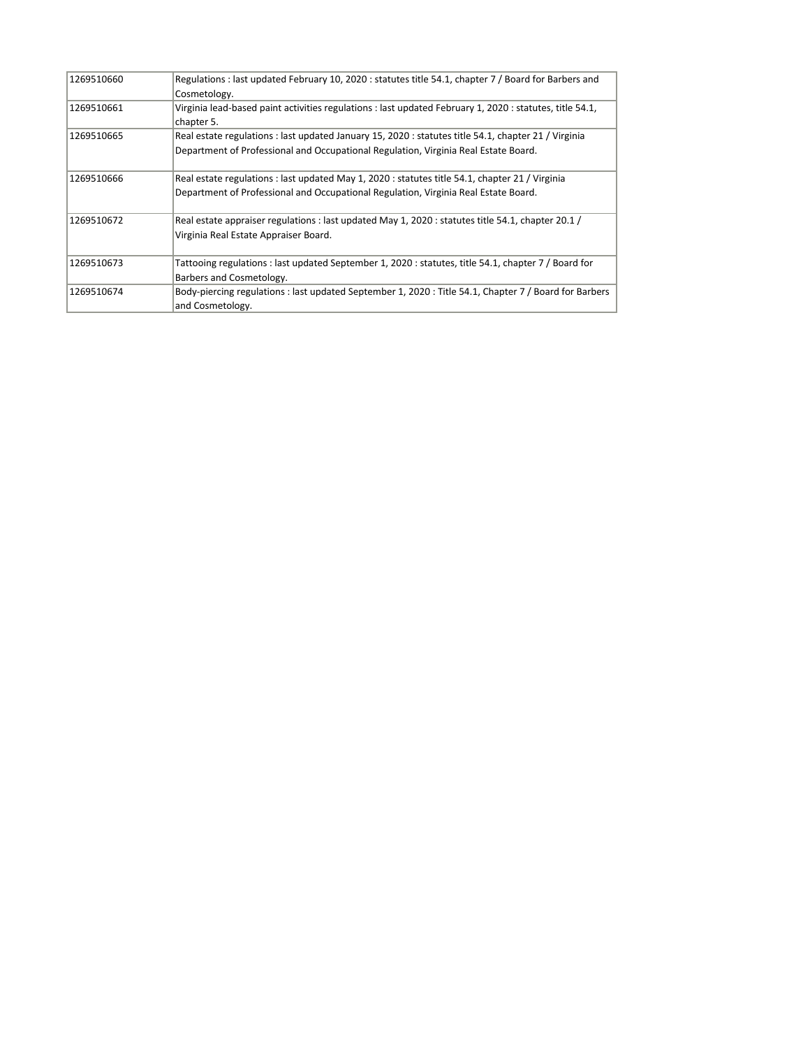| | |
|---|---|
| 1269510660 | Regulations : last updated February 10, 2020 : statutes title 54.1, chapter 7 / Board for Barbers and Cosmetology. |
| 1269510661 | Virginia lead-based paint activities regulations : last updated February 1, 2020 : statutes, title 54.1, chapter 5. |
| 1269510665 | Real estate regulations : last updated January 15, 2020 : statutes title 54.1, chapter 21 / Virginia Department of Professional and Occupational Regulation, Virginia Real Estate Board. |
| 1269510666 | Real estate regulations : last updated May 1, 2020 : statutes title 54.1, chapter 21 / Virginia Department of Professional and Occupational Regulation, Virginia Real Estate Board. |
| 1269510672 | Real estate appraiser regulations : last updated May 1, 2020 : statutes title 54.1, chapter 20.1 / Virginia Real Estate Appraiser Board. |
| 1269510673 | Tattooing regulations : last updated September 1, 2020 : statutes, title 54.1, chapter 7 / Board for Barbers and Cosmetology. |
| 1269510674 | Body-piercing regulations : last updated September 1, 2020 : Title 54.1, Chapter 7 / Board for Barbers and Cosmetology. |